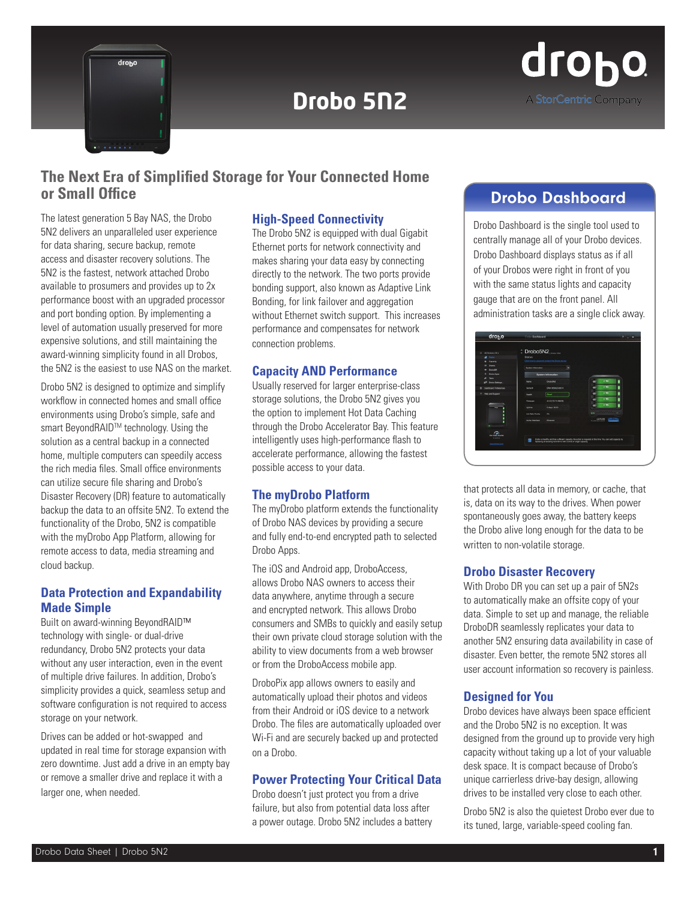# Drobo 5N2

drobo
A StorCentric Company

## The Next Era of Simplified Storage for Your Connected Home or Small Office

The latest generation 5 Bay NAS, the Drobo 5N2 delivers an unparalleled user experience for data sharing, secure backup, remote access and disaster recovery solutions. The 5N2 is the fastest, network attached Drobo available to prosumers and provides up to 2x performance boost with an upgraded processor and port bonding option. By implementing a level of automation usually preserved for more expensive solutions, and still maintaining the award-winning simplicity found in all Drobos, the 5N2 is the easiest to use NAS on the market.

Drobo 5N2 is designed to optimize and simplify workflow in connected homes and small office environments using Drobo's simple, safe and smart BeyondRAID™ technology. Using the solution as a central backup in a connected home, multiple computers can speedily access the rich media files. Small office environments can utilize secure file sharing and Drobo's Disaster Recovery (DR) feature to automatically backup the data to an offsite 5N2. To extend the functionality of the Drobo, 5N2 is compatible with the myDrobo App Platform, allowing for remote access to data, media streaming and cloud backup.

### Data Protection and Expandability Made Simple

Built on award-winning BeyondRAID™ technology with single- or dual-drive redundancy, Drobo 5N2 protects your data without any user interaction, even in the event of multiple drive failures. In addition, Drobo's simplicity provides a quick, seamless setup and software configuration is not required to access storage on your network.

Drives can be added or hot-swapped and updated in real time for storage expansion with zero downtime. Just add a drive in an empty bay or remove a smaller drive and replace it with a larger one, when needed.

### High-Speed Connectivity

The Drobo 5N2 is equipped with dual Gigabit Ethernet ports for network connectivity and makes sharing your data easy by connecting directly to the network. The two ports provide bonding support, also known as Adaptive Link Bonding, for link failover and aggregation without Ethernet switch support. This increases performance and compensates for network connection problems.

### Capacity AND Performance

Usually reserved for larger enterprise-class storage solutions, the Drobo 5N2 gives you the option to implement Hot Data Caching through the Drobo Accelerator Bay. This feature intelligently uses high-performance flash to accelerate performance, allowing the fastest possible access to your data.

### The myDrobo Platform

The myDrobo platform extends the functionality of Drobo NAS devices by providing a secure and fully end-to-end encrypted path to selected Drobo Apps.

The iOS and Android app, DroboAccess, allows Drobo NAS owners to access their data anywhere, anytime through a secure and encrypted network. This allows Drobo consumers and SMBs to quickly and easily setup their own private cloud storage solution with the ability to view documents from a web browser or from the DroboAccess mobile app.

DroboPix app allows owners to easily and automatically upload their photos and videos from their Android or iOS device to a network Drobo. The files are automatically uploaded over Wi-Fi and are securely backed up and protected on a Drobo.

### Power Protecting Your Critical Data

Drobo doesn't just protect you from a drive failure, but also from potential data loss after a power outage. Drobo 5N2 includes a battery that protects all data in memory, or cache, that is, data on its way to the drives. When power spontaneously goes away, the battery keeps the Drobo alive long enough for the data to be written to non-volatile storage.

## Drobo Dashboard

Drobo Dashboard is the single tool used to centrally manage all of your Drobo devices. Drobo Dashboard displays status as if all of your Drobos were right in front of you with the same status lights and capacity gauge that are on the front panel. All administration tasks are a single click away.

### Drobo Disaster Recovery

With Drobo DR you can set up a pair of 5N2s to automatically make an offsite copy of your data. Simple to set up and manage, the reliable DroboDR seamlessly replicates your data to another 5N2 ensuring data availability in case of disaster. Even better, the remote 5N2 stores all user account information so recovery is painless.

### Designed for You

Drobo devices have always been space efficient and the Drobo 5N2 is no exception. It was designed from the ground up to provide very high capacity without taking up a lot of your valuable desk space. It is compact because of Drobo's unique carrierless drive-bay design, allowing drives to be installed very close to each other.

Drobo 5N2 is also the quietest Drobo ever due to its tuned, large, variable-speed cooling fan.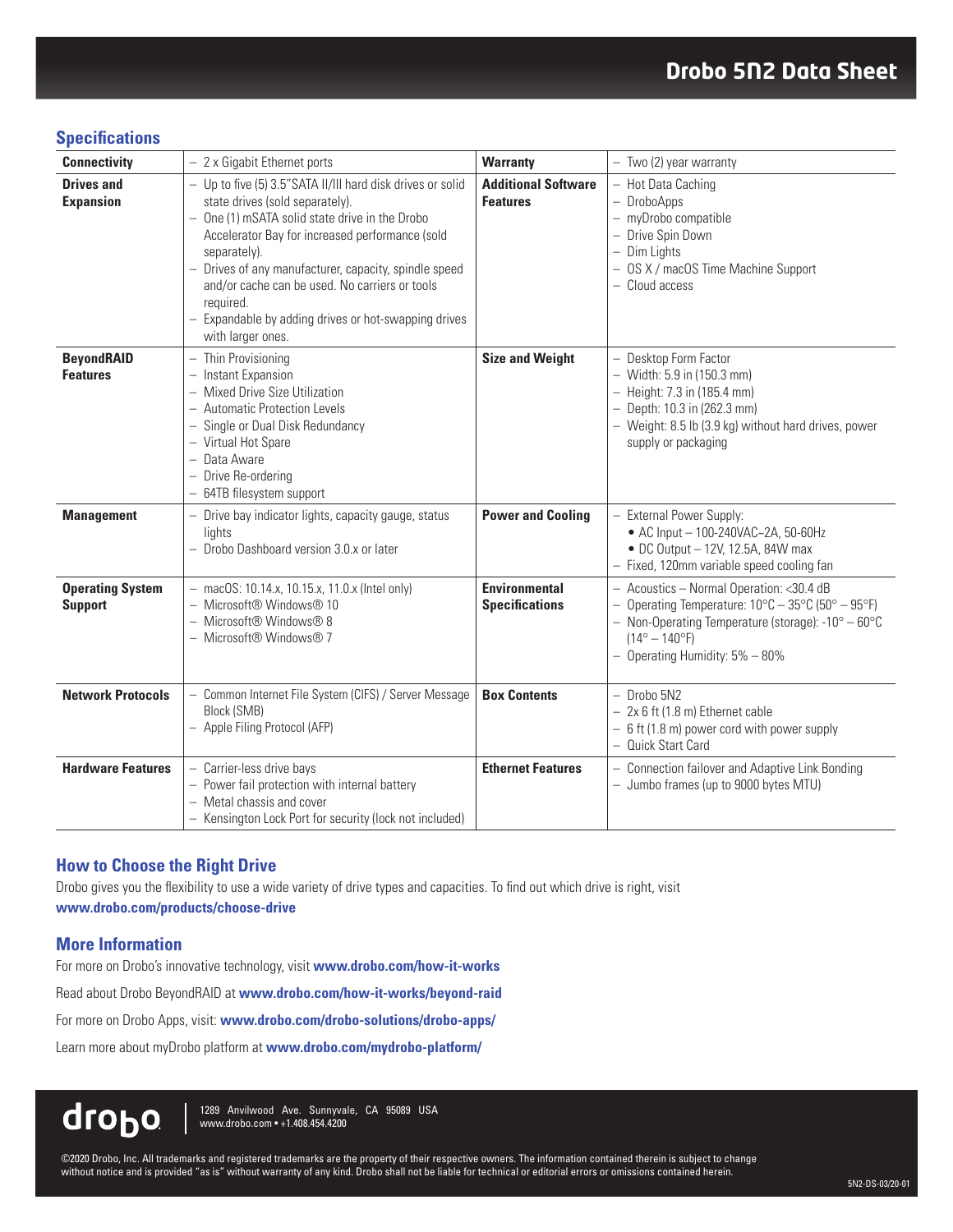# Drobo 5N2 Data Sheet

## Specifications

| | | | |
|---|---|---|---|
| **Connectivity** | – 2 x Gigabit Ethernet ports | **Warranty** | – Two (2) year warranty |
| **Drives and Expansion** | – Up to five (5) 3.5" SATA II/III hard disk drives or solid state drives (sold separately).<br>– One (1) mSATA solid state drive in the Drobo Accelerator Bay for increased performance (sold separately).<br>– Drives of any manufacturer, capacity, spindle speed and/or cache can be used. No carriers or tools required.<br>– Expandable by adding drives or hot-swapping drives with larger ones. | **Additional Software Features** | – Hot Data Caching<br>– DroboApps<br>– myDrobo compatible<br>– Drive Spin Down<br>– Dim Lights<br>– OS X / macOS Time Machine Support<br>– Cloud access |
| **BeyondRAID Features** | – Thin Provisioning<br>– Instant Expansion<br>– Mixed Drive Size Utilization<br>– Automatic Protection Levels<br>– Single or Dual Disk Redundancy<br>– Virtual Hot Spare<br>– Data Aware<br>– Drive Re-ordering<br>– 64TB filesystem support | **Size and Weight** | – Desktop Form Factor<br>– Width: 5.9 in (150.3 mm)<br>– Height: 7.3 in (185.4 mm)<br>– Depth: 10.3 in (262.3 mm)<br>– Weight: 8.5 lb (3.9 kg) without hard drives, power supply or packaging |
| **Management** | – Drive bay indicator lights, capacity gauge, status lights<br>– Drobo Dashboard version 3.0.x or later | **Power and Cooling** | – External Power Supply:<br>• AC Input – 100-240VAC~2A, 50-60Hz<br>• DC Output – 12V, 12.5A, 84W max<br>– Fixed, 120mm variable speed cooling fan |
| **Operating System Support** | – macOS: 10.14.x, 10.15.x, 11.0.x (Intel only)<br>– Microsoft® Windows® 10<br>– Microsoft® Windows® 8<br>– Microsoft® Windows® 7 | **Environmental Specifications** | – Acoustics – Normal Operation: <30.4 dB<br>– Operating Temperature: 10°C – 35°C (50° – 95°F)<br>– Non-Operating Temperature (storage): -10° – 60°C (14° – 140°F)<br>– Operating Humidity: 5% – 80% |
| **Network Protocols** | – Common Internet File System (CIFS) / Server Message Block (SMB)<br>– Apple Filing Protocol (AFP) | **Box Contents** | – Drobo 5N2<br>– 2x 6 ft (1.8 m) Ethernet cable<br>– 6 ft (1.8 m) power cord with power supply<br>– Quick Start Card |
| **Hardware Features** | – Carrier-less drive bays<br>– Power fail protection with internal battery<br>– Metal chassis and cover<br>– Kensington Lock Port for security (lock not included) | **Ethernet Features** | – Connection failover and Adaptive Link Bonding<br>– Jumbo frames (up to 9000 bytes MTU) |

## How to Choose the Right Drive

Drobo gives you the flexibility to use a wide variety of drive types and capacities. To find out which drive is right, visit **www.drobo.com/products/choose-drive**

## More Information

For more on Drobo's innovative technology, visit **www.drobo.com/how-it-works**

Read about Drobo BeyondRAID at **www.drobo.com/how-it-works/beyond-raid**

For more on Drobo Apps, visit: **www.drobo.com/drobo-solutions/drobo-apps/**

Learn more about myDrobo platform at **www.drobo.com/mydrobo-platform/**

drobo

1289 Anvilwood Ave. Sunnyvale, CA 95089 USA
www.drobo.com • +1.408.454.4200

©2020 Drobo, Inc. All trademarks and registered trademarks are the property of their respective owners. The information contained therein is subject to change without notice and is provided "as is" without warranty of any kind. Drobo shall not be liable for technical or editorial errors or omissions contained herein.

5N2-DS-03/20-01